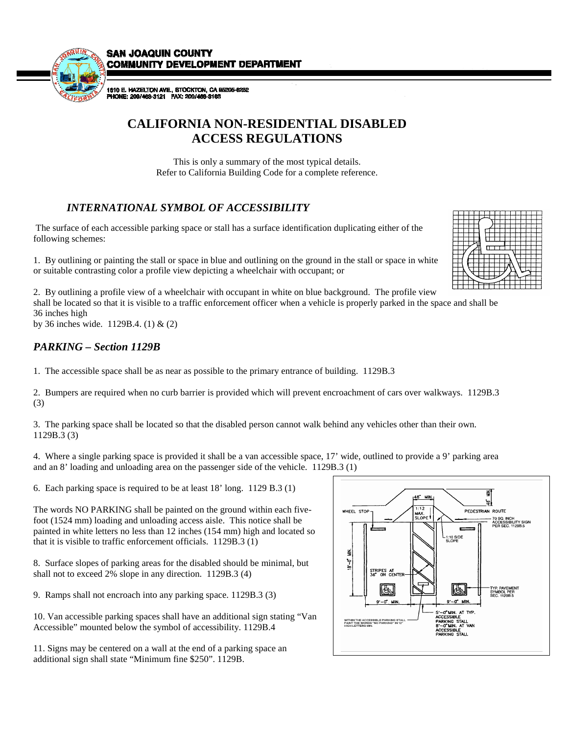SAN JOAQUIN COUNTY
COMMUNITY DEVELOPMENT DEPARTMENT

1810 E. HAZELTON AVE., STOCKTON, CA 95205-6232
PHONE: 209/468-3121 FAX: 209/468-3163

# CALIFORNIA NON-RESIDENTIAL DISABLED ACCESS REGULATIONS

This is only a summary of the most typical details.
Refer to California Building Code for a complete reference.

## *INTERNATIONAL SYMBOL OF ACCESSIBILITY*

The surface of each accessible parking space or stall has a surface identification duplicating either of the following schemes:

1. By outlining or painting the stall or space in blue and outlining on the ground in the stall or space in white or suitable contrasting color a profile view depicting a wheelchair with occupant; or

2. By outlining a profile view of a wheelchair with occupant in white on blue background. The profile view shall be located so that it is visible to a traffic enforcement officer when a vehicle is properly parked in the space and shall be 36 inches high by 36 inches wide. 1129B.4. (1) & (2)

## *PARKING – Section 1129B*

1. The accessible space shall be as near as possible to the primary entrance of building. 1129B.3

2. Bumpers are required when no curb barrier is provided which will prevent encroachment of cars over walkways. 1129B.3 (3)

3. The parking space shall be located so that the disabled person cannot walk behind any vehicles other than their own. 1129B.3 (3)

4. Where a single parking space is provided it shall be a van accessible space, 17' wide, outlined to provide a 9' parking area and an 8' loading and unloading area on the passenger side of the vehicle. 1129B.3 (1)

6. Each parking space is required to be at least 18' long. 1129 B.3 (1)

The words NO PARKING shall be painted on the ground within each five-foot (1524 mm) loading and unloading access aisle. This notice shall be painted in white letters no less than 12 inches (154 mm) high and located so that it is visible to traffic enforcement officials. 1129B.3 (1)

8. Surface slopes of parking areas for the disabled should be minimal, but shall not to exceed 2% slope in any direction. 1129B.3 (4)

9. Ramps shall not encroach into any parking space. 1129B.3 (3)

10. Van accessible parking spaces shall have an additional sign stating "Van Accessible" mounted below the symbol of accessibility. 1129B.4

11. Signs may be centered on a wall at the end of a parking space an additional sign shall state "Minimum fine $250". 1129B.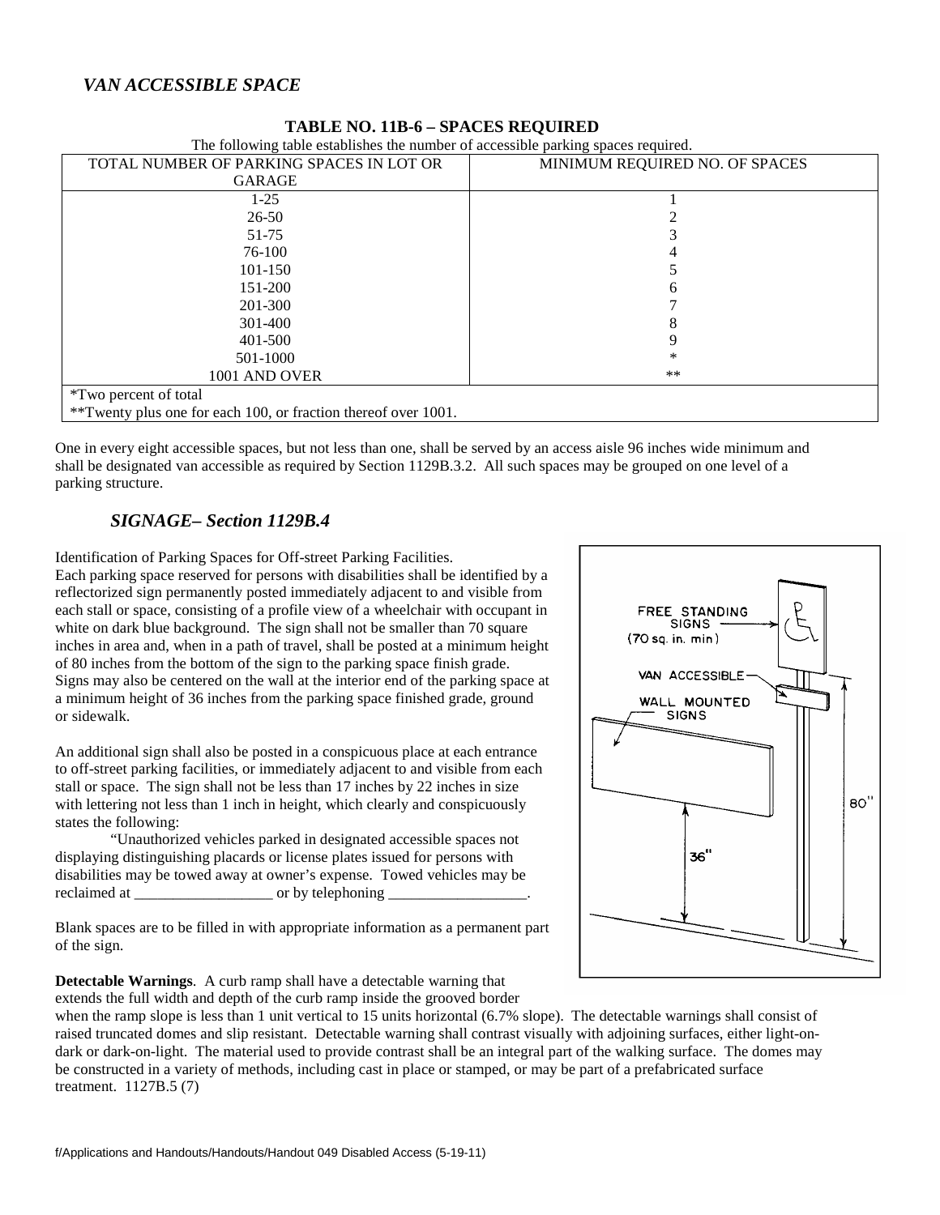## *VAN ACCESSIBLE SPACE*

**TABLE NO. 11B-6 – SPACES REQUIRED**

The following table establishes the number of accessible parking spaces required.

| TOTAL NUMBER OF PARKING SPACES IN LOT OR GARAGE | MINIMUM REQUIRED NO. OF SPACES |
|---|---|
| 1-25 | 1 |
| 26-50 | 2 |
| 51-75 | 3 |
| 76-100 | 4 |
| 101-150 | 5 |
| 151-200 | 6 |
| 201-300 | 7 |
| 301-400 | 8 |
| 401-500 | 9 |
| 501-1000 | * |
| 1001 AND OVER | ** |

*Two percent of total
**Twenty plus one for each 100, or fraction thereof over 1001.

One in every eight accessible spaces, but not less than one, shall be served by an access aisle 96 inches wide minimum and shall be designated van accessible as required by Section 1129B.3.2. All such spaces may be grouped on one level of a parking structure.

### *SIGNAGE– Section 1129B.4*

Identification of Parking Spaces for Off-street Parking Facilities.
Each parking space reserved for persons with disabilities shall be identified by a reflectorized sign permanently posted immediately adjacent to and visible from each stall or space, consisting of a profile view of a wheelchair with occupant in white on dark blue background. The sign shall not be smaller than 70 square inches in area and, when in a path of travel, shall be posted at a minimum height of 80 inches from the bottom of the sign to the parking space finish grade. Signs may also be centered on the wall at the interior end of the parking space at a minimum height of 36 inches from the parking space finished grade, ground or sidewalk.

FREE STANDING SIGNS (70 sq. in. min)
VAN ACCESSIBLE
WALL MOUNTED SIGNS
80"
36"

An additional sign shall also be posted in a conspicuous place at each entrance to off-street parking facilities, or immediately adjacent to and visible from each stall or space. The sign shall not be less than 17 inches by 22 inches in size with lettering not less than 1 inch in height, which clearly and conspicuously states the following:

"Unauthorized vehicles parked in designated accessible spaces not displaying distinguishing placards or license plates issued for persons with disabilities may be towed away at owner's expense. Towed vehicles may be reclaimed at __________________ or by telephoning __________________.

Blank spaces are to be filled in with appropriate information as a permanent part of the sign.

**Detectable Warnings**. A curb ramp shall have a detectable warning that extends the full width and depth of the curb ramp inside the grooved border when the ramp slope is less than 1 unit vertical to 15 units horizontal (6.7% slope). The detectable warnings shall consist of raised truncated domes and slip resistant. Detectable warning shall contrast visually with adjoining surfaces, either light-on-dark or dark-on-light. The material used to provide contrast shall be an integral part of the walking surface. The domes may be constructed in a variety of methods, including cast in place or stamped, or may be part of a prefabricated surface treatment. 1127B.5 (7)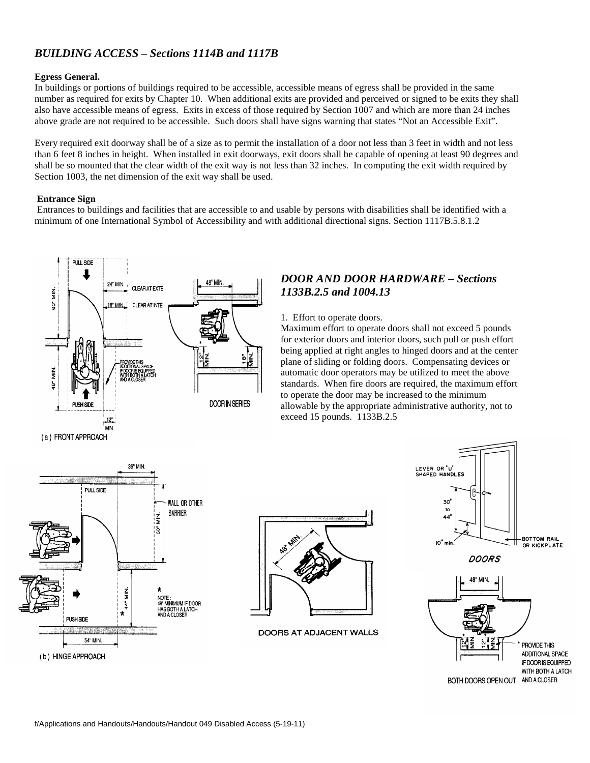## *BUILDING ACCESS – Sections 1114B and 1117B*

**Egress General.**

In buildings or portions of buildings required to be accessible, accessible means of egress shall be provided in the same number as required for exits by Chapter 10. When additional exits are provided and perceived or signed to be exits they shall also have accessible means of egress. Exits in excess of those required by Section 1007 and which are more than 24 inches above grade are not required to be accessible. Such doors shall have signs warning that states "Not an Accessible Exit".

Every required exit doorway shall be of a size as to permit the installation of a door not less than 3 feet in width and not less than 6 feet 8 inches in height. When installed in exit doorways, exit doors shall be capable of opening at least 90 degrees and shall be so mounted that the clear width of the exit way is not less than 32 inches. In computing the exit width required by Section 1003, the net dimension of the exit way shall be used.

**Entrance Sign**

Entrances to buildings and facilities that are accessible to and usable by persons with disabilities shall be identified with a minimum of one International Symbol of Accessibility and with additional directional signs. Section 1117B.5.8.1.2

## *DOOR AND DOOR HARDWARE – Sections 1133B.2.5 and 1004.13*

1. Effort to operate doors.

Maximum effort to operate doors shall not exceed 5 pounds for exterior doors and interior doors, such pull or push effort being applied at right angles to hinged doors and at the center plane of sliding or folding doors. Compensating devices or automatic door operators may be utilized to meet the above standards. When fire doors are required, the maximum effort to operate the door may be increased to the minimum allowable by the appropriate administrative authority, not to exceed 15 pounds. 1133B.2.5

PULL SIDE / 24" MIN. CLEAR AT EXTE / 18" MIN. CLEAR AT INTE / 60" MIN. / 48" MIN. / PROVIDE THIS ADDITIONAL SPACE IF DOOR IS EQUIPPED WITH BOTH A LATCH AND A CLOSER / PUSH SIDE / 12" MIN.

(a) FRONT APPROACH

48" MIN. / 12" MIN. / 18" MIN.

DOOR IN SERIES

36" MIN. / PULL SIDE / WALL OR OTHER BARRIER / 60" MIN. / 44" MIN. / * NOTE: 48" MINIMUM IF DOOR HAS BOTH A LATCH AND A CLOSER / PUSH SIDE / 54" MIN.

(b) HINGE APPROACH

48" MIN.

DOORS AT ADJACENT WALLS

LEVER OR "U" SHAPED HANDLES / 30" to 44" / 10" min. / BOTTOM RAIL OR KICKPLATE

DOORS

48" MIN. / 12" MIN. / 12" MIN. / * PROVIDE THIS ADDITIONAL SPACE IF DOOR IS EQUIPPED WITH BOTH A LATCH AND A CLOSER

BOTH DOORS OPEN OUT

f/Applications and Handouts/Handouts/Handout 049 Disabled Access (5-19-11)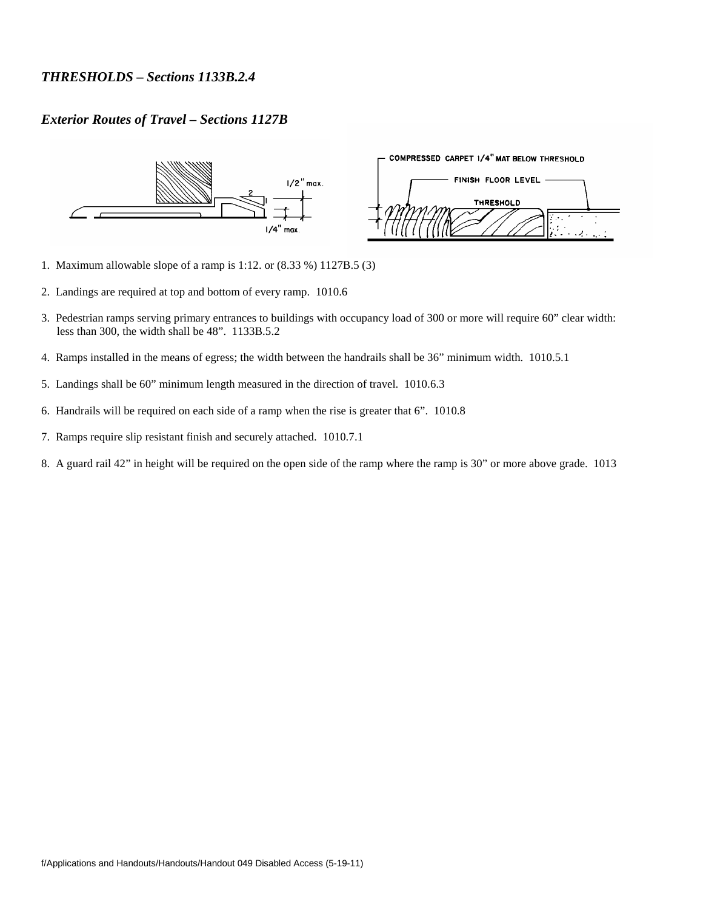***THRESHOLDS – Sections 1133B.2.4***

***Exterior Routes of Travel – Sections 1127B***

1. Maximum allowable slope of a ramp is 1:12. or (8.33 %) 1127B.5 (3)

2. Landings are required at top and bottom of every ramp. 1010.6

3. Pedestrian ramps serving primary entrances to buildings with occupancy load of 300 or more will require 60" clear width: less than 300, the width shall be 48". 1133B.5.2

4. Ramps installed in the means of egress; the width between the handrails shall be 36" minimum width. 1010.5.1

5. Landings shall be 60" minimum length measured in the direction of travel. 1010.6.3

6. Handrails will be required on each side of a ramp when the rise is greater that 6". 1010.8

7. Ramps require slip resistant finish and securely attached. 1010.7.1

8. A guard rail 42" in height will be required on the open side of the ramp where the ramp is 30" or more above grade. 1013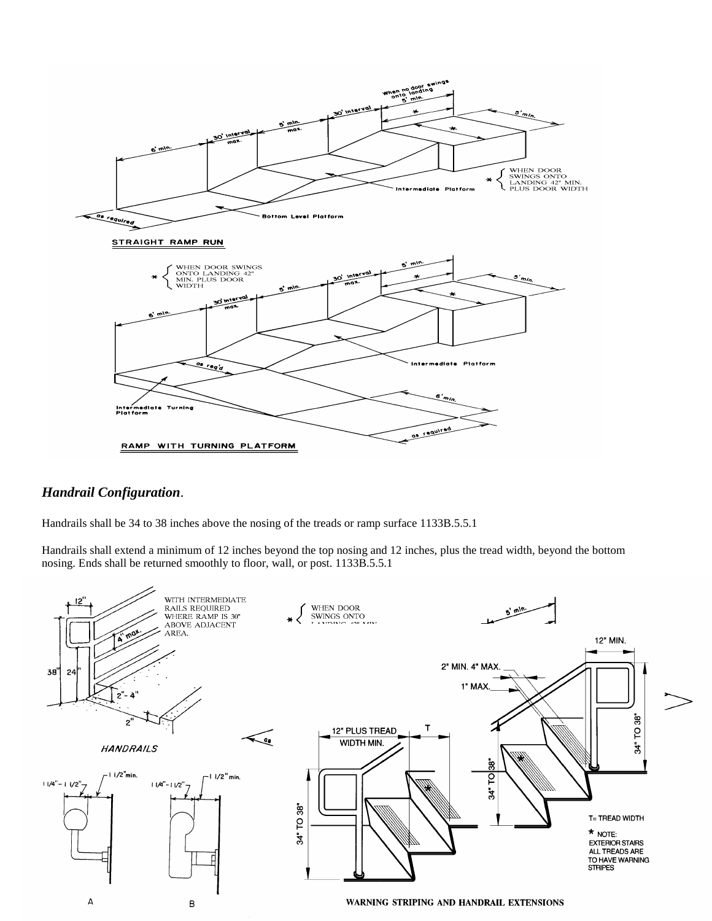STRAIGHT RAMP RUN

RAMP WITH TURNING PLATFORM

## *Handrail Configuration*.

Handrails shall be 34 to 38 inches above the nosing of the treads or ramp surface 1133B.5.5.1

Handrails shall extend a minimum of 12 inches beyond the top nosing and 12 inches, plus the tread width, beyond the bottom nosing. Ends shall be returned smoothly to floor, wall, or post. 1133B.5.5.1

HANDRAILS

WARNING STRIPING AND HANDRAIL EXTENSIONS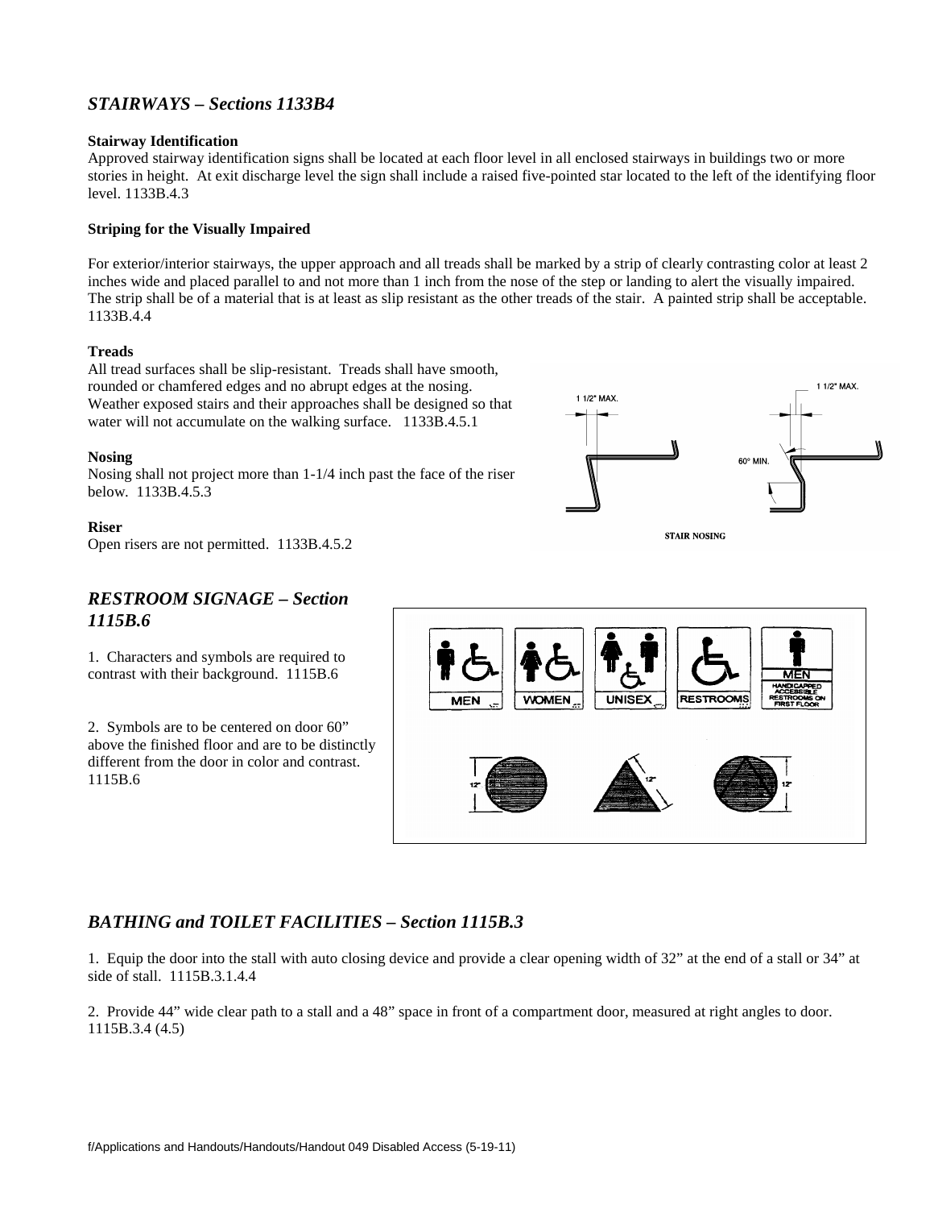## *STAIRWAYS – Sections 1133B4*

**Stairway Identification**
Approved stairway identification signs shall be located at each floor level in all enclosed stairways in buildings two or more stories in height. At exit discharge level the sign shall include a raised five-pointed star located to the left of the identifying floor level. 1133B.4.3

**Striping for the Visually Impaired**

For exterior/interior stairways, the upper approach and all treads shall be marked by a strip of clearly contrasting color at least 2 inches wide and placed parallel to and not more than 1 inch from the nose of the step or landing to alert the visually impaired. The strip shall be of a material that is at least as slip resistant as the other treads of the stair. A painted strip shall be acceptable. 1133B.4.4

**Treads**
All tread surfaces shall be slip-resistant. Treads shall have smooth, rounded or chamfered edges and no abrupt edges at the nosing. Weather exposed stairs and their approaches shall be designed so that water will not accumulate on the walking surface. 1133B.4.5.1

**Nosing**
Nosing shall not project more than 1-1/4 inch past the face of the riser below. 1133B.4.5.3

**Riser**
Open risers are not permitted. 1133B.4.5.2

1 1/2" MAX. 1 1/2" MAX. 60° MIN.

STAIR NOSING

## *RESTROOM SIGNAGE – Section 1115B.6*

1. Characters and symbols are required to contrast with their background. 1115B.6

2. Symbols are to be centered on door 60" above the finished floor and are to be distinctly different from the door in color and contrast. 1115B.6

## *BATHING and TOILET FACILITIES – Section 1115B.3*

1. Equip the door into the stall with auto closing device and provide a clear opening width of 32" at the end of a stall or 34" at side of stall. 1115B.3.1.4.4

2. Provide 44" wide clear path to a stall and a 48" space in front of a compartment door, measured at right angles to door. 1115B.3.4 (4.5)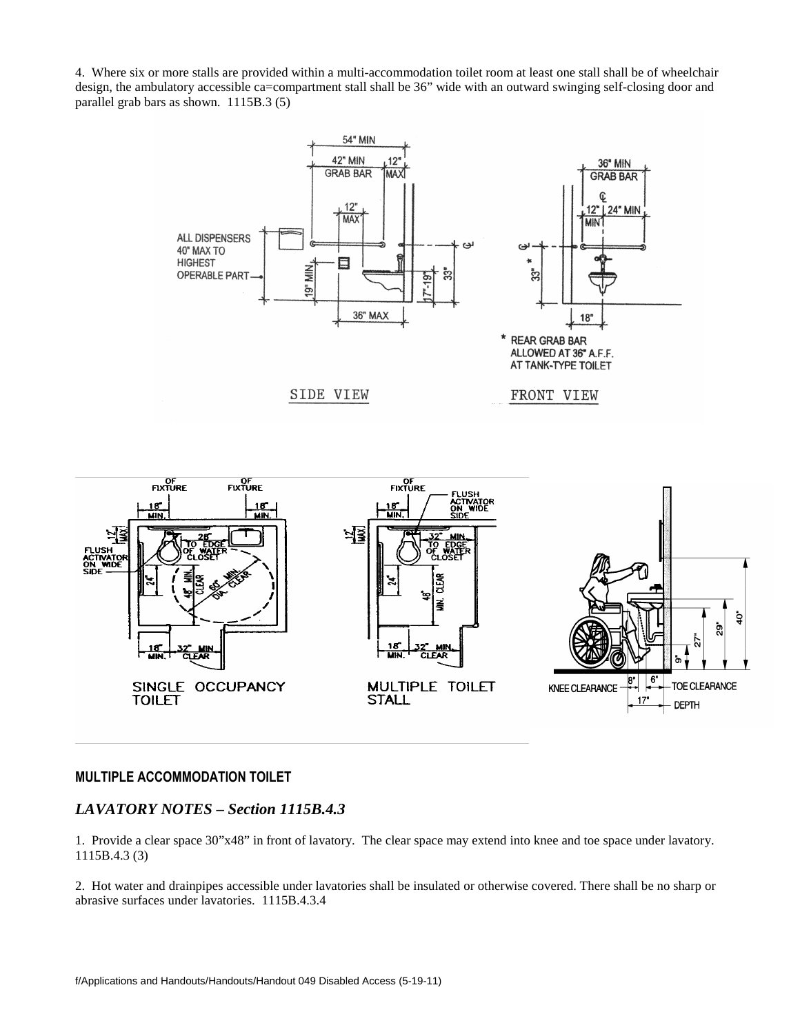4. Where six or more stalls are provided within a multi-accommodation toilet room at least one stall shall be of wheelchair design, the ambulatory accessible ca=compartment stall shall be 36" wide with an outward swinging self-closing door and parallel grab bars as shown. 1115B.3 (5)

**MULTIPLE ACCOMMODATION TOILET**

## *LAVATORY NOTES – Section 1115B.4.3*

1. Provide a clear space 30"x48" in front of lavatory. The clear space may extend into knee and toe space under lavatory. 1115B.4.3 (3)

2. Hot water and drainpipes accessible under lavatories shall be insulated or otherwise covered. There shall be no sharp or abrasive surfaces under lavatories. 1115B.4.3.4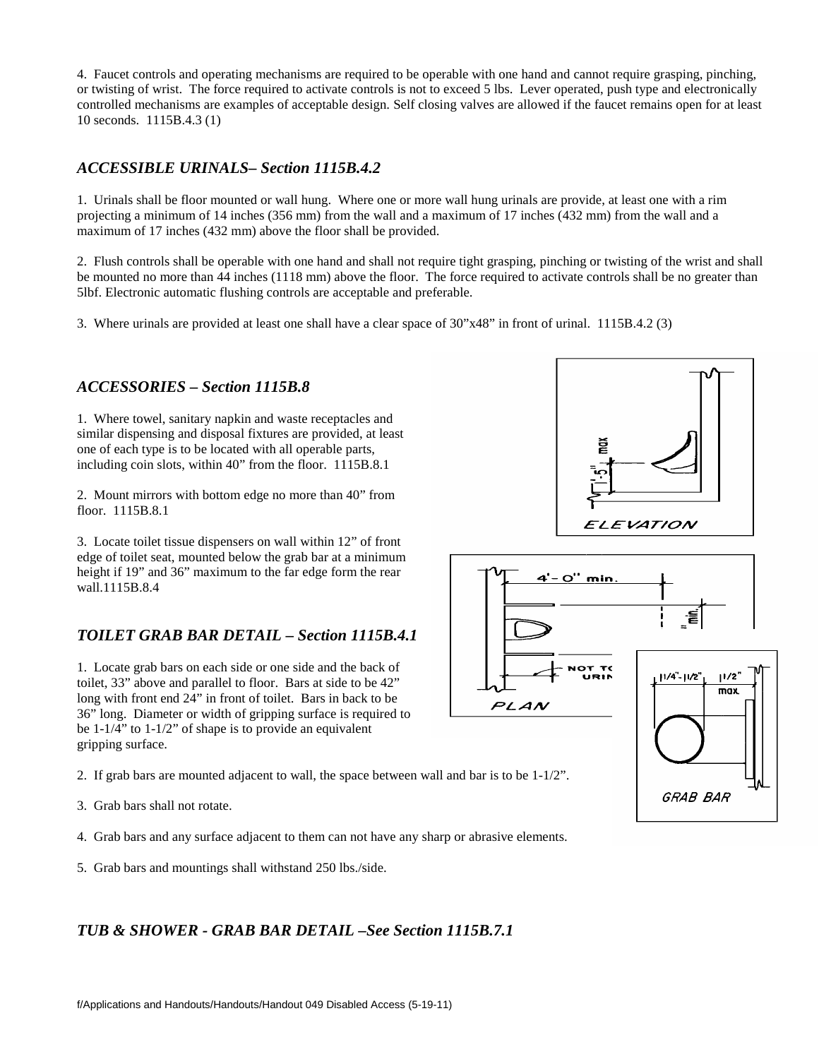4. Faucet controls and operating mechanisms are required to be operable with one hand and cannot require grasping, pinching, or twisting of wrist. The force required to activate controls is not to exceed 5 lbs. Lever operated, push type and electronically controlled mechanisms are examples of acceptable design. Self closing valves are allowed if the faucet remains open for at least 10 seconds. 1115B.4.3 (1)

### *ACCESSIBLE URINALS– Section 1115B.4.2*

1. Urinals shall be floor mounted or wall hung. Where one or more wall hung urinals are provide, at least one with a rim projecting a minimum of 14 inches (356 mm) from the wall and a maximum of 17 inches (432 mm) from the wall and a maximum of 17 inches (432 mm) above the floor shall be provided.

2. Flush controls shall be operable with one hand and shall not require tight grasping, pinching or twisting of the wrist and shall be mounted no more than 44 inches (1118 mm) above the floor. The force required to activate controls shall be no greater than 5lbf. Electronic automatic flushing controls are acceptable and preferable.

3. Where urinals are provided at least one shall have a clear space of 30"x48" in front of urinal. 1115B.4.2 (3)

### *ACCESSORIES – Section 1115B.8*

1. Where towel, sanitary napkin and waste receptacles and similar dispensing and disposal fixtures are provided, at least one of each type is to be located with all operable parts, including coin slots, within 40" from the floor. 1115B.8.1

2. Mount mirrors with bottom edge no more than 40" from floor. 1115B.8.1

3. Locate toilet tissue dispensers on wall within 12" of front edge of toilet seat, mounted below the grab bar at a minimum height if 19" and 36" maximum to the far edge form the rear wall.1115B.8.4

ELEVATION

PLAN

GRAB BAR

### *TOILET GRAB BAR DETAIL – Section 1115B.4.1*

1. Locate grab bars on each side or one side and the back of toilet, 33" above and parallel to floor. Bars at side to be 42" long with front end 24" in front of toilet. Bars in back to be 36" long. Diameter or width of gripping surface is required to be 1-1/4" to 1-1/2" of shape is to provide an equivalent gripping surface.

2. If grab bars are mounted adjacent to wall, the space between wall and bar is to be 1-1/2".

3. Grab bars shall not rotate.

4. Grab bars and any surface adjacent to them can not have any sharp or abrasive elements.

5. Grab bars and mountings shall withstand 250 lbs./side.

### *TUB & SHOWER - GRAB BAR DETAIL –See Section 1115B.7.1*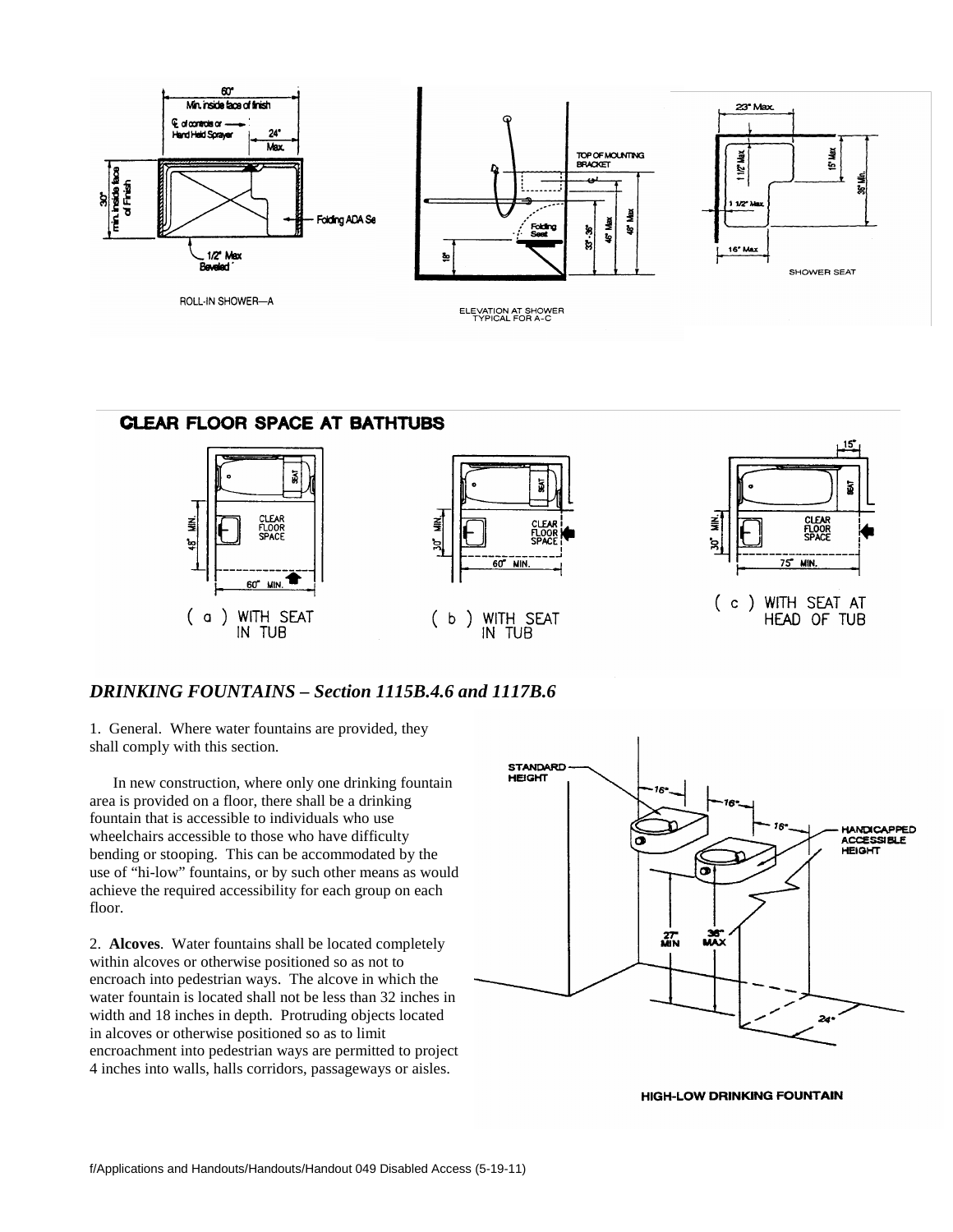ROLL-IN SHOWER—A

ELEVATION AT SHOWER
TYPICAL FOR A-C

SHOWER SEAT

**CLEAR FLOOR SPACE AT BATHTUBS**

( a ) WITH SEAT IN TUB

( b ) WITH SEAT IN TUB

( c ) WITH SEAT AT HEAD OF TUB

## *DRINKING FOUNTAINS – Section 1115B.4.6 and 1117B.6*

1. General. Where water fountains are provided, they shall comply with this section.

In new construction, where only one drinking fountain area is provided on a floor, there shall be a drinking fountain that is accessible to individuals who use wheelchairs accessible to those who have difficulty bending or stooping. This can be accommodated by the use of "hi-low" fountains, or by such other means as would achieve the required accessibility for each group on each floor.

2. **Alcoves**. Water fountains shall be located completely within alcoves or otherwise positioned so as not to encroach into pedestrian ways. The alcove in which the water fountain is located shall not be less than 32 inches in width and 18 inches in depth. Protruding objects located in alcoves or otherwise positioned so as to limit encroachment into pedestrian ways are permitted to project 4 inches into walls, halls corridors, passageways or aisles.

HIGH-LOW DRINKING FOUNTAIN

f/Applications and Handouts/Handouts/Handout 049 Disabled Access (5-19-11)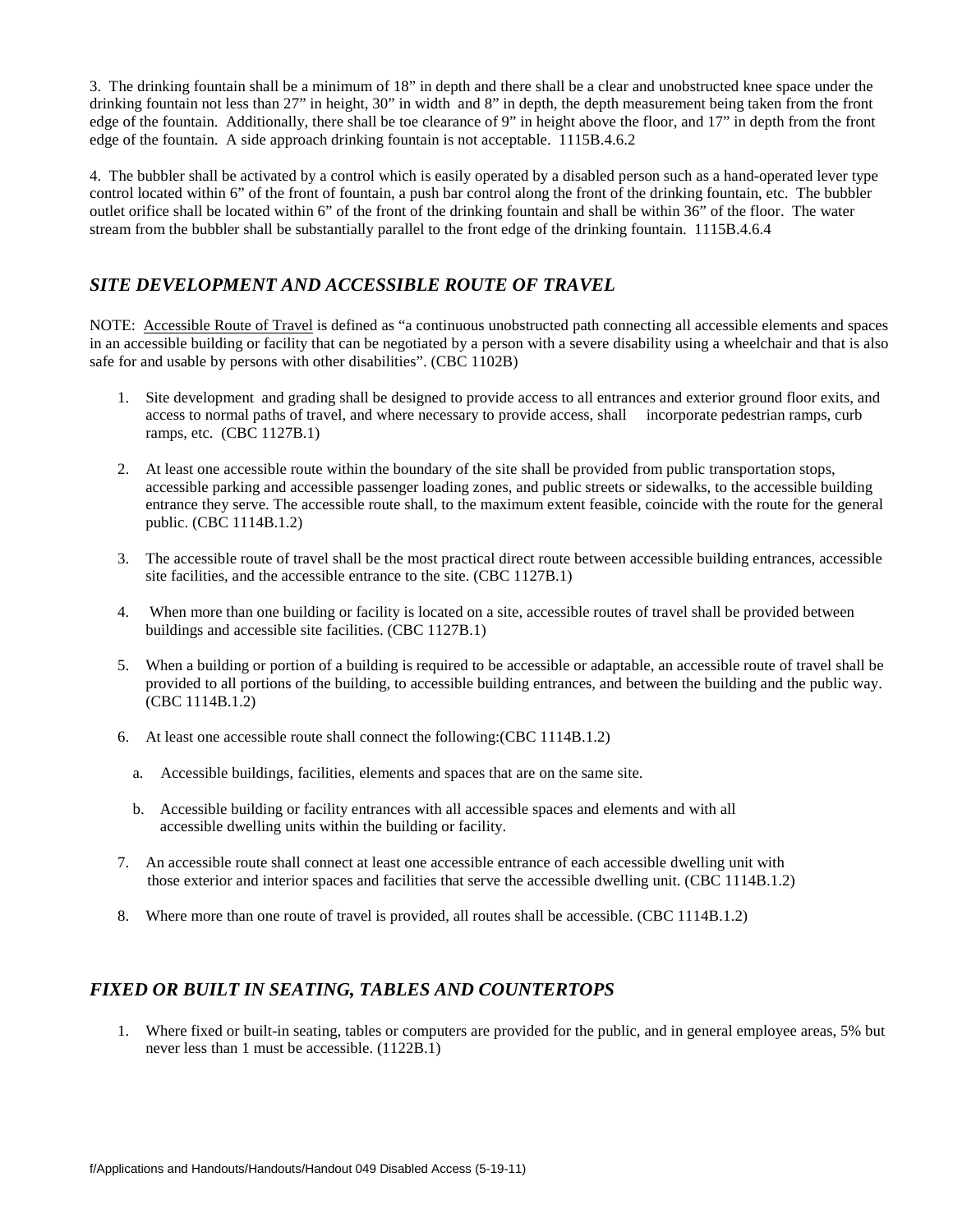3. The drinking fountain shall be a minimum of 18" in depth and there shall be a clear and unobstructed knee space under the drinking fountain not less than 27" in height, 30" in width and 8" in depth, the depth measurement being taken from the front edge of the fountain. Additionally, there shall be toe clearance of 9" in height above the floor, and 17" in depth from the front edge of the fountain. A side approach drinking fountain is not acceptable. 1115B.4.6.2

4. The bubbler shall be activated by a control which is easily operated by a disabled person such as a hand-operated lever type control located within 6" of the front of fountain, a push bar control along the front of the drinking fountain, etc. The bubbler outlet orifice shall be located within 6" of the front of the drinking fountain and shall be within 36" of the floor. The water stream from the bubbler shall be substantially parallel to the front edge of the drinking fountain. 1115B.4.6.4

## *SITE DEVELOPMENT AND ACCESSIBLE ROUTE OF TRAVEL*

NOTE: Accessible Route of Travel is defined as "a continuous unobstructed path connecting all accessible elements and spaces in an accessible building or facility that can be negotiated by a person with a severe disability using a wheelchair and that is also safe for and usable by persons with other disabilities". (CBC 1102B)

1. Site development and grading shall be designed to provide access to all entrances and exterior ground floor exits, and access to normal paths of travel, and where necessary to provide access, shall incorporate pedestrian ramps, curb ramps, etc. (CBC 1127B.1)

2. At least one accessible route within the boundary of the site shall be provided from public transportation stops, accessible parking and accessible passenger loading zones, and public streets or sidewalks, to the accessible building entrance they serve. The accessible route shall, to the maximum extent feasible, coincide with the route for the general public. (CBC 1114B.1.2)

3. The accessible route of travel shall be the most practical direct route between accessible building entrances, accessible site facilities, and the accessible entrance to the site. (CBC 1127B.1)

4. When more than one building or facility is located on a site, accessible routes of travel shall be provided between buildings and accessible site facilities. (CBC 1127B.1)

5. When a building or portion of a building is required to be accessible or adaptable, an accessible route of travel shall be provided to all portions of the building, to accessible building entrances, and between the building and the public way. (CBC 1114B.1.2)

6. At least one accessible route shall connect the following:(CBC 1114B.1.2)

   a. Accessible buildings, facilities, elements and spaces that are on the same site.

   b. Accessible building or facility entrances with all accessible spaces and elements and with all accessible dwelling units within the building or facility.

7. An accessible route shall connect at least one accessible entrance of each accessible dwelling unit with those exterior and interior spaces and facilities that serve the accessible dwelling unit. (CBC 1114B.1.2)

8. Where more than one route of travel is provided, all routes shall be accessible. (CBC 1114B.1.2)

## *FIXED OR BUILT IN SEATING, TABLES AND COUNTERTOPS*

1. Where fixed or built-in seating, tables or computers are provided for the public, and in general employee areas, 5% but never less than 1 must be accessible. (1122B.1)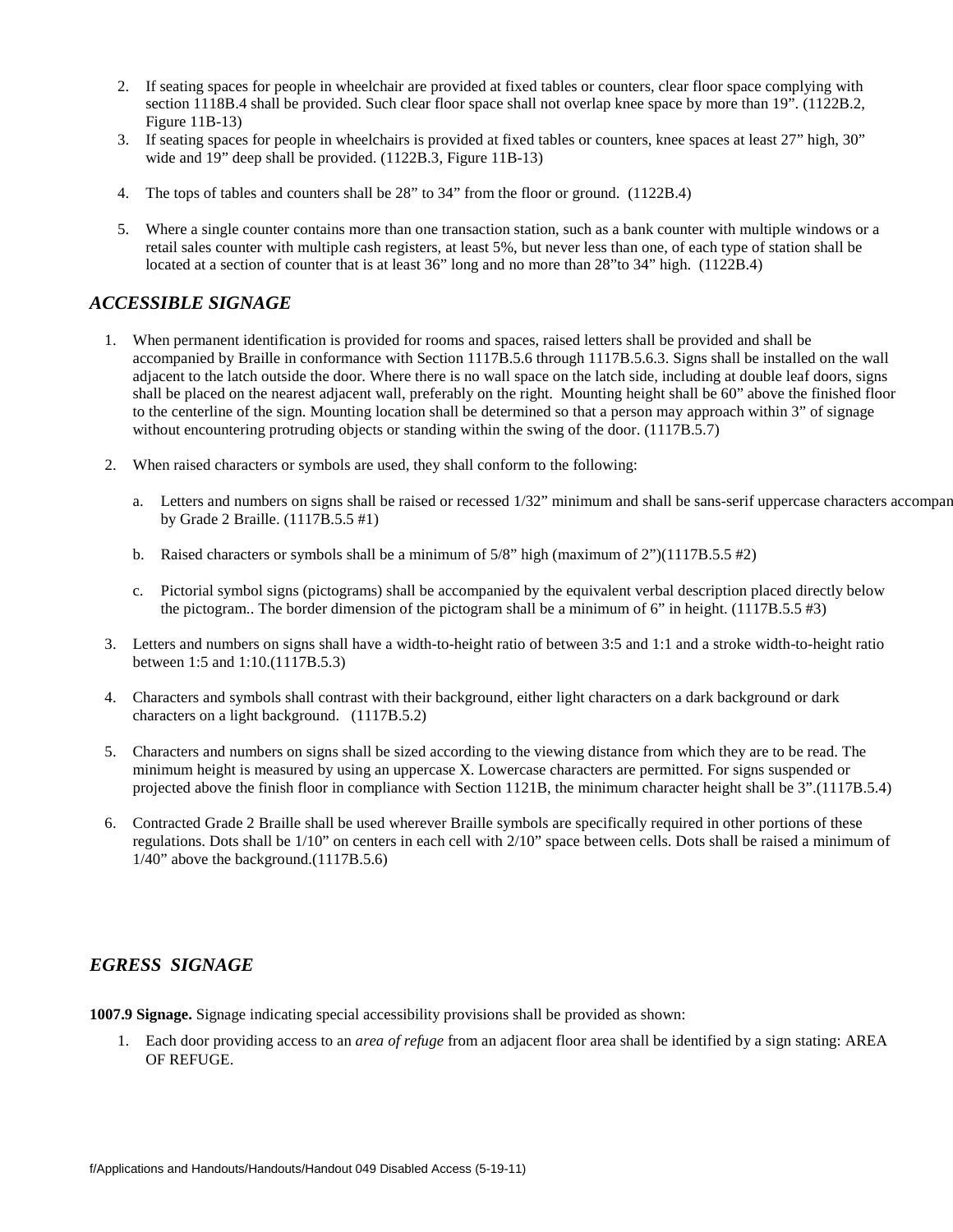2. If seating spaces for people in wheelchair are provided at fixed tables or counters, clear floor space complying with section 1118B.4 shall be provided. Such clear floor space shall not overlap knee space by more than 19". (1122B.2, Figure 11B-13)
3. If seating spaces for people in wheelchairs is provided at fixed tables or counters, knee spaces at least 27" high, 30" wide and 19" deep shall be provided. (1122B.3, Figure 11B-13)

4. The tops of tables and counters shall be 28" to 34" from the floor or ground. (1122B.4)

5. Where a single counter contains more than one transaction station, such as a bank counter with multiple windows or a retail sales counter with multiple cash registers, at least 5%, but never less than one, of each type of station shall be located at a section of counter that is at least 36" long and no more than 28"to 34" high. (1122B.4)

## *ACCESSIBLE SIGNAGE*

1. When permanent identification is provided for rooms and spaces, raised letters shall be provided and shall be accompanied by Braille in conformance with Section 1117B.5.6 through 1117B.5.6.3. Signs shall be installed on the wall adjacent to the latch outside the door. Where there is no wall space on the latch side, including at double leaf doors, signs shall be placed on the nearest adjacent wall, preferably on the right. Mounting height shall be 60" above the finished floor to the centerline of the sign. Mounting location shall be determined so that a person may approach within 3" of signage without encountering protruding objects or standing within the swing of the door. (1117B.5.7)

2. When raised characters or symbols are used, they shall conform to the following:

   a. Letters and numbers on signs shall be raised or recessed 1/32" minimum and shall be sans-serif uppercase characters accompan by Grade 2 Braille. (1117B.5.5 #1)

   b. Raised characters or symbols shall be a minimum of 5/8" high (maximum of 2")(1117B.5.5 #2)

   c. Pictorial symbol signs (pictograms) shall be accompanied by the equivalent verbal description placed directly below the pictogram.. The border dimension of the pictogram shall be a minimum of 6" in height. (1117B.5.5 #3)

3. Letters and numbers on signs shall have a width-to-height ratio of between 3:5 and 1:1 and a stroke width-to-height ratio between 1:5 and 1:10.(1117B.5.3)

4. Characters and symbols shall contrast with their background, either light characters on a dark background or dark characters on a light background. (1117B.5.2)

5. Characters and numbers on signs shall be sized according to the viewing distance from which they are to be read. The minimum height is measured by using an uppercase X. Lowercase characters are permitted. For signs suspended or projected above the finish floor in compliance with Section 1121B, the minimum character height shall be 3".(1117B.5.4)

6. Contracted Grade 2 Braille shall be used wherever Braille symbols are specifically required in other portions of these regulations. Dots shall be 1/10" on centers in each cell with 2/10" space between cells. Dots shall be raised a minimum of 1/40" above the background.(1117B.5.6)

## *EGRESS SIGNAGE*

**1007.9 Signage.** Signage indicating special accessibility provisions shall be provided as shown:

1. Each door providing access to an *area of refuge* from an adjacent floor area shall be identified by a sign stating: AREA OF REFUGE.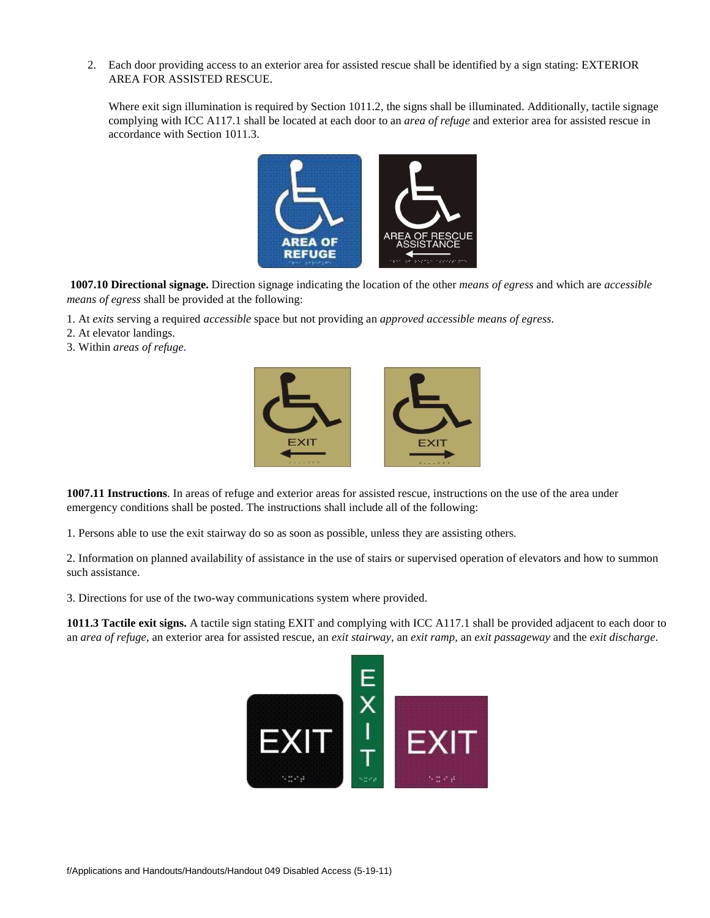2. Each door providing access to an exterior area for assisted rescue shall be identified by a sign stating: EXTERIOR AREA FOR ASSISTED RESCUE.

   Where exit sign illumination is required by Section 1011.2, the signs shall be illuminated. Additionally, tactile signage complying with ICC A117.1 shall be located at each door to an *area of refuge* and exterior area for assisted rescue in accordance with Section 1011.3.

**1007.10 Directional signage.** Direction signage indicating the location of the other *means of egress* and which are *accessible means of egress* shall be provided at the following:

1. At *exits* serving a required *accessible* space but not providing an *approved accessible means of egress*.
2. At elevator landings.
3. Within *areas of refuge*.

**1007.11 Instructions**. In areas of refuge and exterior areas for assisted rescue, instructions on the use of the area under emergency conditions shall be posted. The instructions shall include all of the following:

1. Persons able to use the exit stairway do so as soon as possible, unless they are assisting others.

2. Information on planned availability of assistance in the use of stairs or supervised operation of elevators and how to summon such assistance.

3. Directions for use of the two-way communications system where provided.

**1011.3 Tactile exit signs.** A tactile sign stating EXIT and complying with ICC A117.1 shall be provided adjacent to each door to an *area of refuge*, an exterior area for assisted rescue, an *exit stairway*, an *exit ramp*, an *exit passageway* and the *exit discharge*.

f/Applications and Handouts/Handouts/Handout 049 Disabled Access (5-19-11)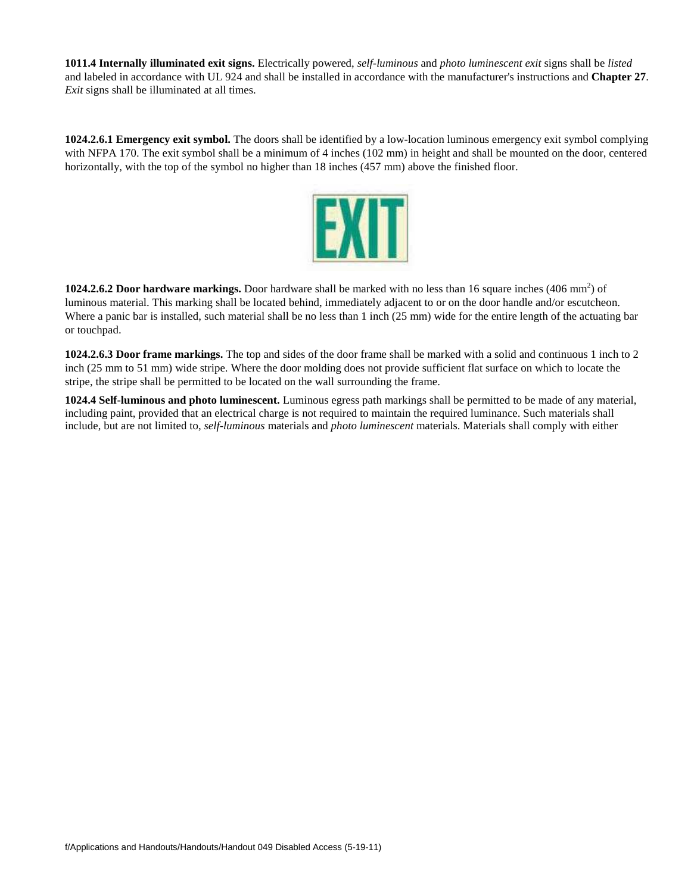**1011.4 Internally illuminated exit signs.** Electrically powered, *self-luminous* and *photo luminescent exit* signs shall be *listed* and labeled in accordance with UL 924 and shall be installed in accordance with the manufacturer's instructions and **Chapter 27**. *Exit* signs shall be illuminated at all times.

**1024.2.6.1 Emergency exit symbol.** The doors shall be identified by a low-location luminous emergency exit symbol complying with NFPA 170. The exit symbol shall be a minimum of 4 inches (102 mm) in height and shall be mounted on the door, centered horizontally, with the top of the symbol no higher than 18 inches (457 mm) above the finished floor.

**1024.2.6.2 Door hardware markings.** Door hardware shall be marked with no less than 16 square inches (406 $mm^2$) of luminous material. This marking shall be located behind, immediately adjacent to or on the door handle and/or escutcheon. Where a panic bar is installed, such material shall be no less than 1 inch (25 mm) wide for the entire length of the actuating bar or touchpad.

**1024.2.6.3 Door frame markings.** The top and sides of the door frame shall be marked with a solid and continuous 1 inch to 2 inch (25 mm to 51 mm) wide stripe. Where the door molding does not provide sufficient flat surface on which to locate the stripe, the stripe shall be permitted to be located on the wall surrounding the frame.

**1024.4 Self-luminous and photo luminescent.** Luminous egress path markings shall be permitted to be made of any material, including paint, provided that an electrical charge is not required to maintain the required luminance. Such materials shall include, but are not limited to, *self-luminous* materials and *photo luminescent* materials. Materials shall comply with either

f/Applications and Handouts/Handouts/Handout 049 Disabled Access (5-19-11)